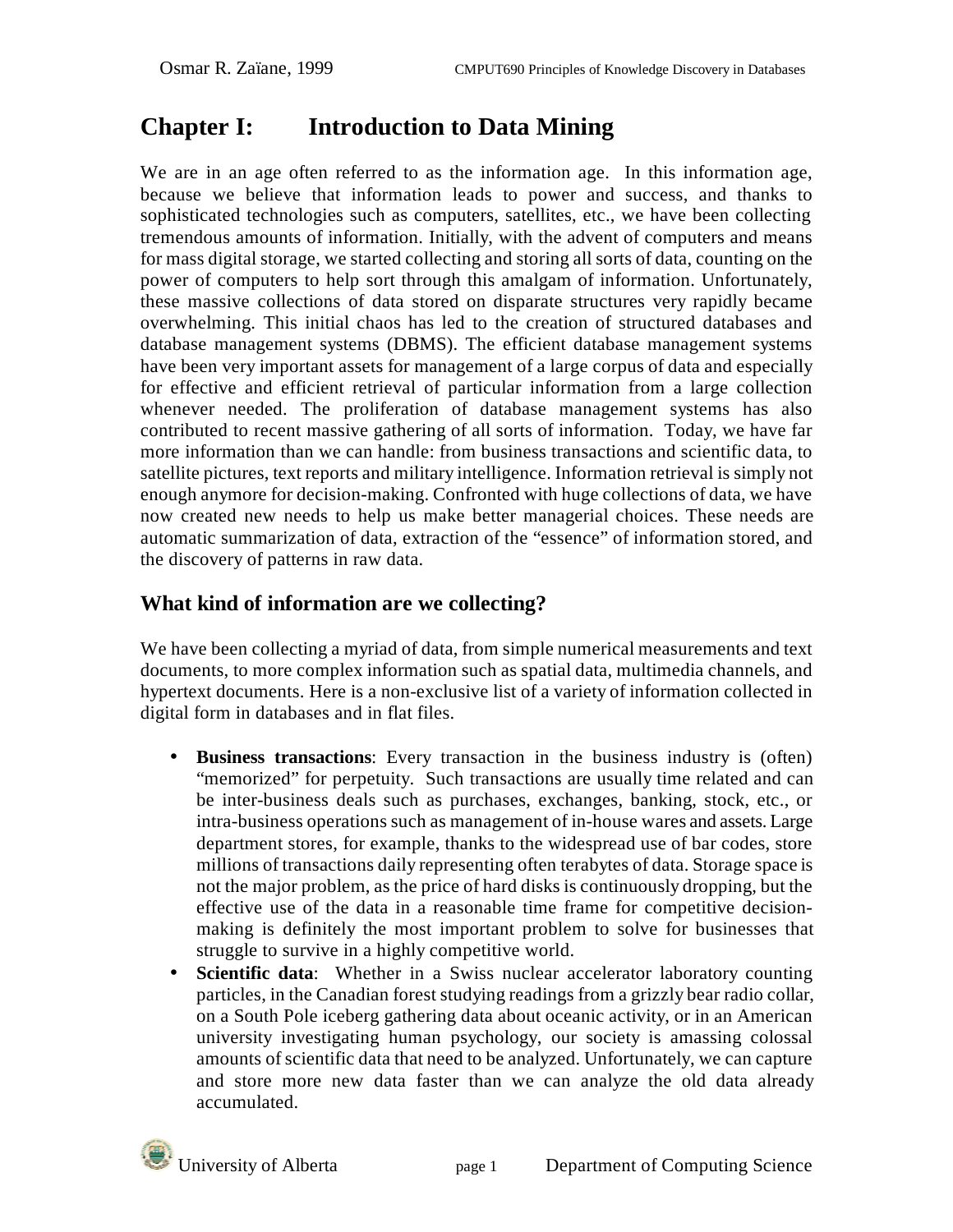# Chapter I: Introduction to Data Mining

We are in an age often referred to as the information age. In this information age, because we believe that information leads to power and success, and thanks to sophisticated technologies such as computers, satellites, etc., we have been collecting tremendous amounts of information. Initially, with the advent of computers and means for mass digital storage, we started collecting and storing all sorts of data, counting on the power of computers to help sort through this amalgam of information. Unfortunately, these massive collections of data stored on disparate structures very rapidly became overwhelming. This initial chaos has led to the creation of structured databases and database management systems (DBMS). The efficient database management systems have been very important assets for management of a large corpus of data and especially for effective and efficient retrieval of particular information from a large collection whenever needed. The proliferation of database management systems has also contributed to recent massive gathering of all sorts of information. Today, we have far more information than we can handle: from business transactions and scientific data, to satellite pictures, text reports and military intelligence. Information retrieval is simply not enough anymore for decision-making. Confronted with huge collections of data, we have now created new needs to help us make better managerial choices. These needs are automatic summarization of data, extraction of the "essence" of information stored, and the discovery of patterns in raw data.

## What kind of information are we collecting?

We have been collecting a myriad of data, from simple numerical measurements and text documents, to more complex information such as spatial data, multimedia channels, and hypertext documents. Here is a non-exclusive list of a variety of information collected in digital form in databases and in flat files.

- **Business transactions**: Every transaction in the business industry is (often) "memorized" for perpetuity. Such transactions are usually time related and can be inter-business deals such as purchases, exchanges, banking, stock, etc., or intra-business operations such as management of in-house wares and assets. Large department stores, for example, thanks to the widespread use of bar codes, store millions of transactions daily representing often terabytes of data. Storage space is not the major problem, as the price of hard disks is continuously dropping, but the effective use of the data in a reasonable time frame for competitive decision-making is definitely the most important problem to solve for businesses that struggle to survive in a highly competitive world.
- **Scientific data**: Whether in a Swiss nuclear accelerator laboratory counting particles, in the Canadian forest studying readings from a grizzly bear radio collar, on a South Pole iceberg gathering data about oceanic activity, or in an American university investigating human psychology, our society is amassing colossal amounts of scientific data that need to be analyzed. Unfortunately, we can capture and store more new data faster than we can analyze the old data already accumulated.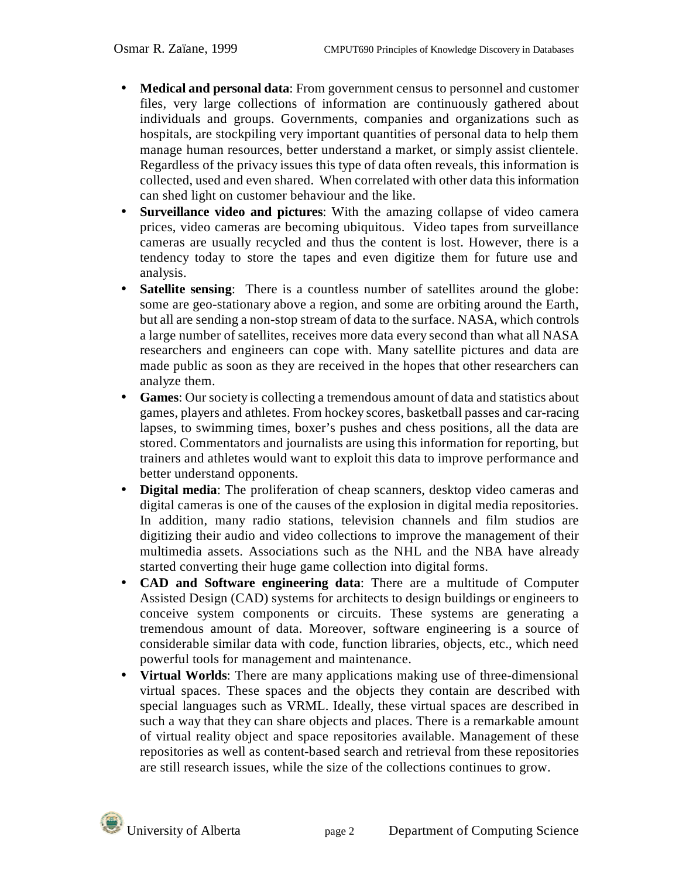- **Medical and personal data**: From government census to personnel and customer files, very large collections of information are continuously gathered about individuals and groups. Governments, companies and organizations such as hospitals, are stockpiling very important quantities of personal data to help them manage human resources, better understand a market, or simply assist clientele. Regardless of the privacy issues this type of data often reveals, this information is collected, used and even shared. When correlated with other data this information can shed light on customer behaviour and the like.
- **Surveillance video and pictures**: With the amazing collapse of video camera prices, video cameras are becoming ubiquitous. Video tapes from surveillance cameras are usually recycled and thus the content is lost. However, there is a tendency today to store the tapes and even digitize them for future use and analysis.
- **Satellite sensing**: There is a countless number of satellites around the globe: some are geo-stationary above a region, and some are orbiting around the Earth, but all are sending a non-stop stream of data to the surface. NASA, which controls a large number of satellites, receives more data every second than what all NASA researchers and engineers can cope with. Many satellite pictures and data are made public as soon as they are received in the hopes that other researchers can analyze them.
- **Games**: Our society is collecting a tremendous amount of data and statistics about games, players and athletes. From hockey scores, basketball passes and car-racing lapses, to swimming times, boxer's pushes and chess positions, all the data are stored. Commentators and journalists are using this information for reporting, but trainers and athletes would want to exploit this data to improve performance and better understand opponents.
- **Digital media**: The proliferation of cheap scanners, desktop video cameras and digital cameras is one of the causes of the explosion in digital media repositories. In addition, many radio stations, television channels and film studios are digitizing their audio and video collections to improve the management of their multimedia assets. Associations such as the NHL and the NBA have already started converting their huge game collection into digital forms.
- **CAD and Software engineering data**: There are a multitude of Computer Assisted Design (CAD) systems for architects to design buildings or engineers to conceive system components or circuits. These systems are generating a tremendous amount of data. Moreover, software engineering is a source of considerable similar data with code, function libraries, objects, etc., which need powerful tools for management and maintenance.
- **Virtual Worlds**: There are many applications making use of three-dimensional virtual spaces. These spaces and the objects they contain are described with special languages such as VRML. Ideally, these virtual spaces are described in such a way that they can share objects and places. There is a remarkable amount of virtual reality object and space repositories available. Management of these repositories as well as content-based search and retrieval from these repositories are still research issues, while the size of the collections continues to grow.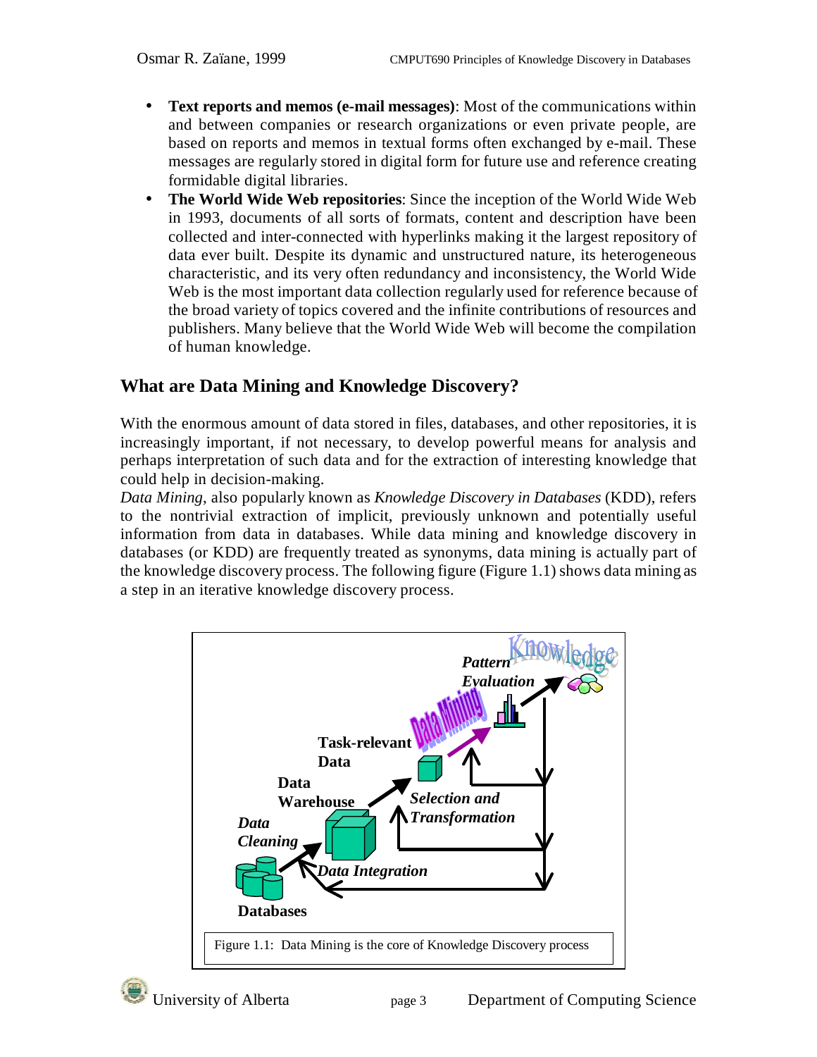- **Text reports and memos (e-mail messages)**: Most of the communications within and between companies or research organizations or even private people, are based on reports and memos in textual forms often exchanged by e-mail. These messages are regularly stored in digital form for future use and reference creating formidable digital libraries.
- **The World Wide Web repositories**: Since the inception of the World Wide Web in 1993, documents of all sorts of formats, content and description have been collected and inter-connected with hyperlinks making it the largest repository of data ever built. Despite its dynamic and unstructured nature, its heterogeneous characteristic, and its very often redundancy and inconsistency, the World Wide Web is the most important data collection regularly used for reference because of the broad variety of topics covered and the infinite contributions of resources and publishers. Many believe that the World Wide Web will become the compilation of human knowledge.

## What are Data Mining and Knowledge Discovery?

With the enormous amount of data stored in files, databases, and other repositories, it is increasingly important, if not necessary, to develop powerful means for analysis and perhaps interpretation of such data and for the extraction of interesting knowledge that could help in decision-making.

*Data Mining*, also popularly known as *Knowledge Discovery in Databases* (KDD), refers to the nontrivial extraction of implicit, previously unknown and potentially useful information from data in databases. While data mining and knowledge discovery in databases (or KDD) are frequently treated as synonyms, data mining is actually part of the knowledge discovery process. The following figure (Figure 1.1) shows data mining as a step in an iterative knowledge discovery process.

Figure 1.1: Data Mining is the core of Knowledge Discovery process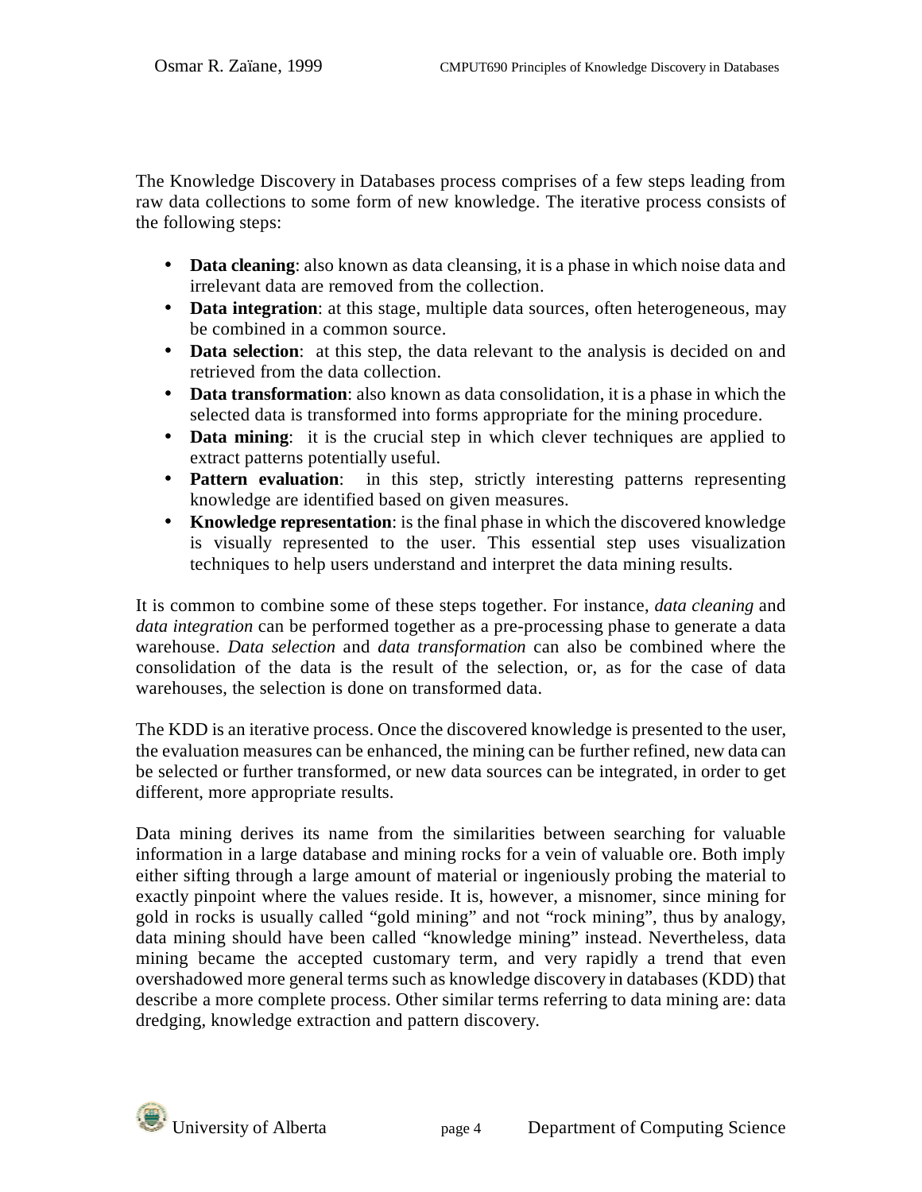The Knowledge Discovery in Databases process comprises of a few steps leading from raw data collections to some form of new knowledge. The iterative process consists of the following steps:

- **Data cleaning**: also known as data cleansing, it is a phase in which noise data and irrelevant data are removed from the collection.
- **Data integration**: at this stage, multiple data sources, often heterogeneous, may be combined in a common source.
- **Data selection**: at this step, the data relevant to the analysis is decided on and retrieved from the data collection.
- **Data transformation**: also known as data consolidation, it is a phase in which the selected data is transformed into forms appropriate for the mining procedure.
- **Data mining**: it is the crucial step in which clever techniques are applied to extract patterns potentially useful.
- **Pattern evaluation**: in this step, strictly interesting patterns representing knowledge are identified based on given measures.
- **Knowledge representation**: is the final phase in which the discovered knowledge is visually represented to the user. This essential step uses visualization techniques to help users understand and interpret the data mining results.

It is common to combine some of these steps together. For instance, *data cleaning* and *data integration* can be performed together as a pre-processing phase to generate a data warehouse. *Data selection* and *data transformation* can also be combined where the consolidation of the data is the result of the selection, or, as for the case of data warehouses, the selection is done on transformed data.

The KDD is an iterative process. Once the discovered knowledge is presented to the user, the evaluation measures can be enhanced, the mining can be further refined, new data can be selected or further transformed, or new data sources can be integrated, in order to get different, more appropriate results.

Data mining derives its name from the similarities between searching for valuable information in a large database and mining rocks for a vein of valuable ore. Both imply either sifting through a large amount of material or ingeniously probing the material to exactly pinpoint where the values reside. It is, however, a misnomer, since mining for gold in rocks is usually called "gold mining" and not "rock mining", thus by analogy, data mining should have been called "knowledge mining" instead. Nevertheless, data mining became the accepted customary term, and very rapidly a trend that even overshadowed more general terms such as knowledge discovery in databases (KDD) that describe a more complete process. Other similar terms referring to data mining are: data dredging, knowledge extraction and pattern discovery.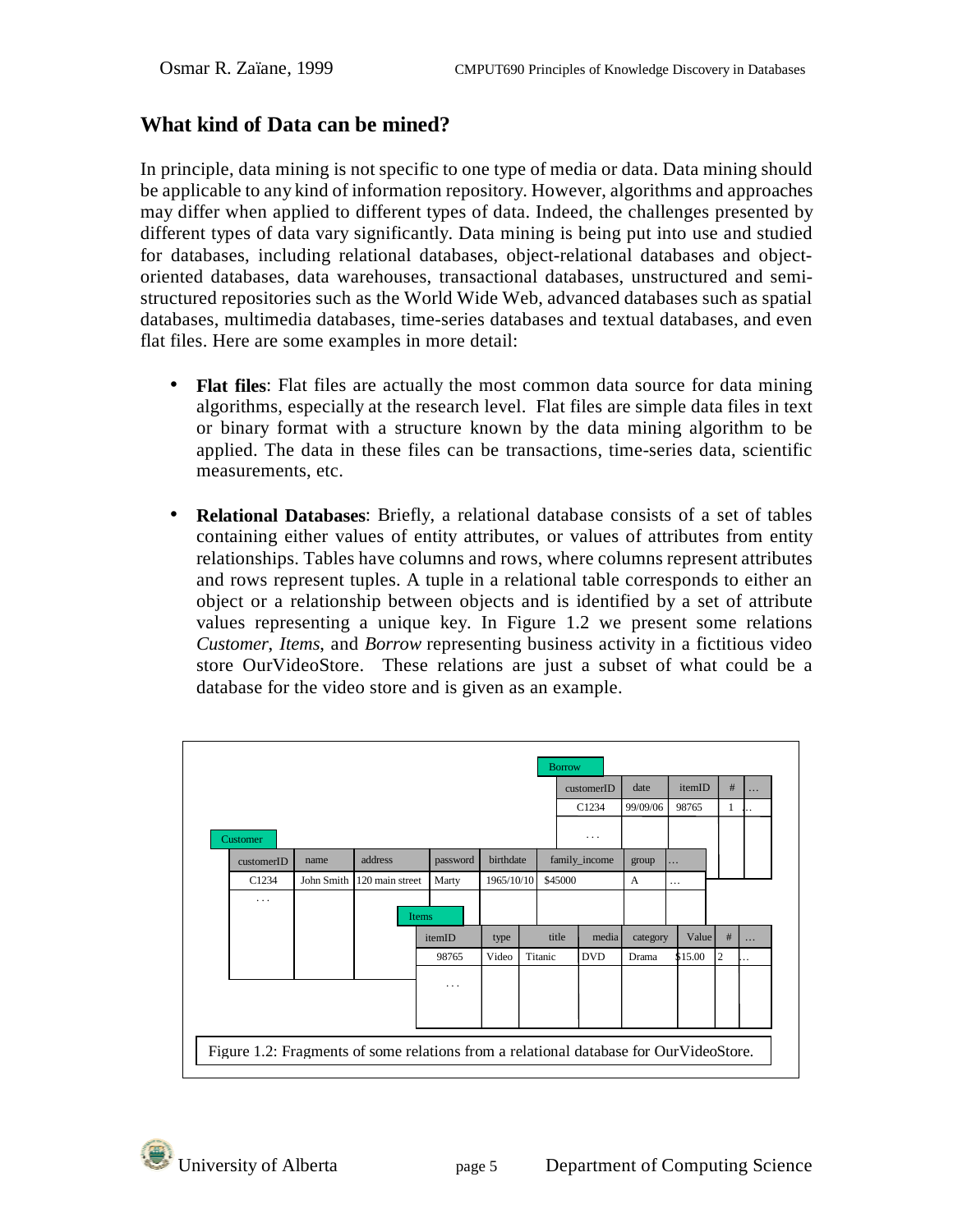## What kind of Data can be mined?

In principle, data mining is not specific to one type of media or data. Data mining should be applicable to any kind of information repository. However, algorithms and approaches may differ when applied to different types of data. Indeed, the challenges presented by different types of data vary significantly. Data mining is being put into use and studied for databases, including relational databases, object-relational databases and object-oriented databases, data warehouses, transactional databases, unstructured and semi-structured repositories such as the World Wide Web, advanced databases such as spatial databases, multimedia databases, time-series databases and textual databases, and even flat files. Here are some examples in more detail:

- **Flat files**: Flat files are actually the most common data source for data mining algorithms, especially at the research level. Flat files are simple data files in text or binary format with a structure known by the data mining algorithm to be applied. The data in these files can be transactions, time-series data, scientific measurements, etc.

- **Relational Databases**: Briefly, a relational database consists of a set of tables containing either values of entity attributes, or values of attributes from entity relationships. Tables have columns and rows, where columns represent attributes and rows represent tuples. A tuple in a relational table corresponds to either an object or a relationship between objects and is identified by a set of attribute values representing a unique key. In Figure 1.2 we present some relations *Customer*, *Items*, and *Borrow* representing business activity in a fictitious video store OurVideoStore. These relations are just a subset of what could be a database for the video store and is given as an example.

**Borrow**

| customerID | date | itemID | # | … |
|---|---|---|---|---|
| C1234 | 99/09/06 | 98765 | 1 | … |
| . . . | | | | |

**Customer**

| customerID | name | address | password | birthdate | family_income | group | … |
|---|---|---|---|---|---|---|---|
| C1234 | John Smith | 120 main street | Marty | 1965/10/10 | $45000 | A | … |
| . . . | | | | | | | |

**Items**

| itemID | type | title | media | category | Value | # | … |
|---|---|---|---|---|---|---|---|
| 98765 | Video | Titanic | DVD | Drama | $15.00 | 2 | … |
| . . . | | | | | | | |

Figure 1.2: Fragments of some relations from a relational database for OurVideoStore.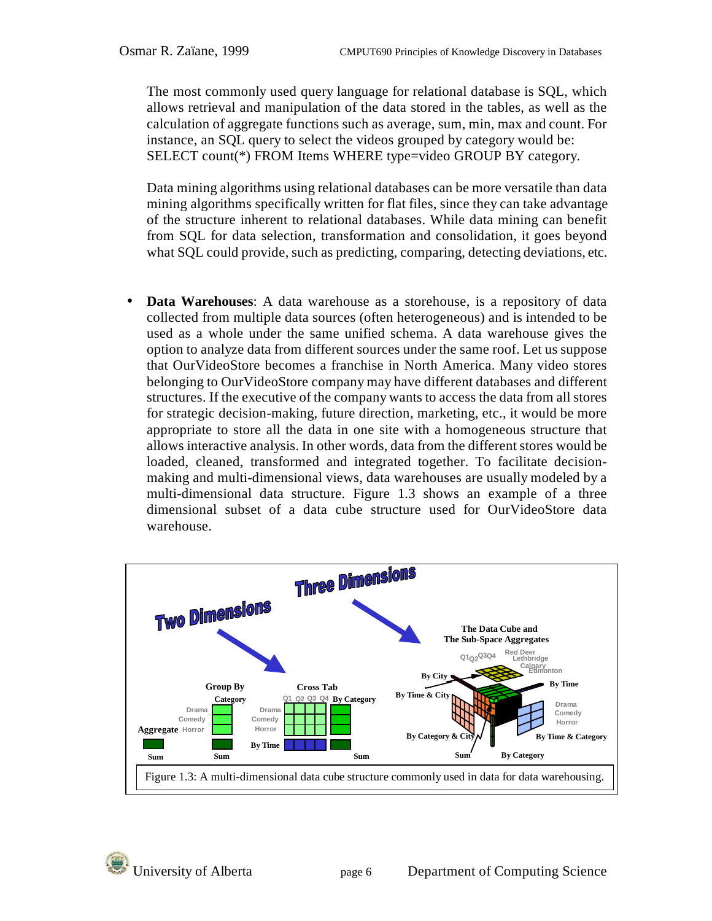The most commonly used query language for relational database is SQL, which allows retrieval and manipulation of the data stored in the tables, as well as the calculation of aggregate functions such as average, sum, min, max and count. For instance, an SQL query to select the videos grouped by category would be: SELECT count(*) FROM Items WHERE type=video GROUP BY category.

Data mining algorithms using relational databases can be more versatile than data mining algorithms specifically written for flat files, since they can take advantage of the structure inherent to relational databases. While data mining can benefit from SQL for data selection, transformation and consolidation, it goes beyond what SQL could provide, such as predicting, comparing, detecting deviations, etc.

- **Data Warehouses**: A data warehouse as a storehouse, is a repository of data collected from multiple data sources (often heterogeneous) and is intended to be used as a whole under the same unified schema. A data warehouse gives the option to analyze data from different sources under the same roof. Let us suppose that OurVideoStore becomes a franchise in North America. Many video stores belonging to OurVideoStore company may have different databases and different structures. If the executive of the company wants to access the data from all stores for strategic decision-making, future direction, marketing, etc., it would be more appropriate to store all the data in one site with a homogeneous structure that allows interactive analysis. In other words, data from the different stores would be loaded, cleaned, transformed and integrated together. To facilitate decision-making and multi-dimensional views, data warehouses are usually modeled by a multi-dimensional data structure. Figure 1.3 shows an example of a three dimensional subset of a data cube structure used for OurVideoStore data warehouse.

Figure 1.3: A multi-dimensional data cube structure commonly used in data for data warehousing.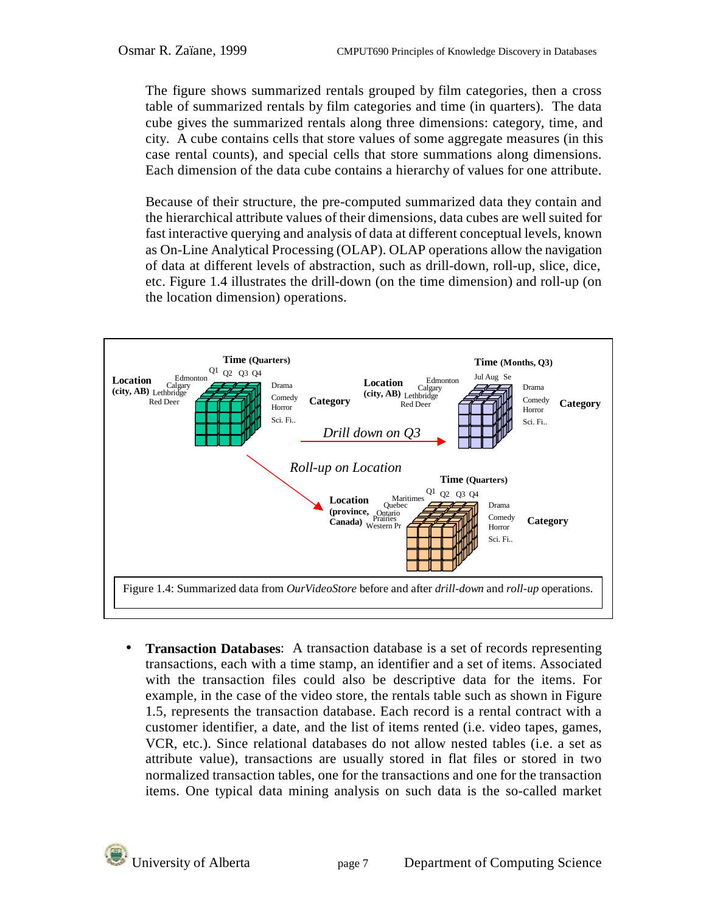The figure shows summarized rentals grouped by film categories, then a cross table of summarized rentals by film categories and time (in quarters). The data cube gives the summarized rentals along three dimensions: category, time, and city. A cube contains cells that store values of some aggregate measures (in this case rental counts), and special cells that store summations along dimensions. Each dimension of the data cube contains a hierarchy of values for one attribute.

Because of their structure, the pre-computed summarized data they contain and the hierarchical attribute values of their dimensions, data cubes are well suited for fast interactive querying and analysis of data at different conceptual levels, known as On-Line Analytical Processing (OLAP). OLAP operations allow the navigation of data at different levels of abstraction, such as drill-down, roll-up, slice, dice, etc. Figure 1.4 illustrates the drill-down (on the time dimension) and roll-up (on the location dimension) operations.

Figure 1.4: Summarized data from *OurVideoStore* before and after *drill-down* and *roll-up* operations.

- **Transaction Databases**: A transaction database is a set of records representing transactions, each with a time stamp, an identifier and a set of items. Associated with the transaction files could also be descriptive data for the items. For example, in the case of the video store, the rentals table such as shown in Figure 1.5, represents the transaction database. Each record is a rental contract with a customer identifier, a date, and the list of items rented (i.e. video tapes, games, VCR, etc.). Since relational databases do not allow nested tables (i.e. a set as attribute value), transactions are usually stored in flat files or stored in two normalized transaction tables, one for the transactions and one for the transaction items. One typical data mining analysis on such data is the so-called market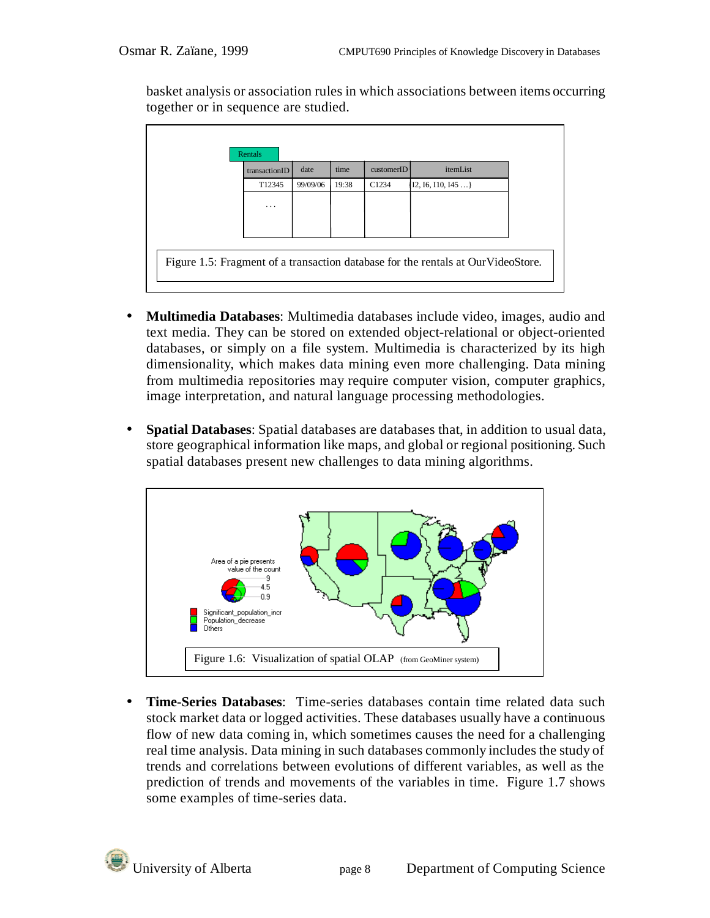basket analysis or association rules in which associations between items occurring together or in sequence are studied.

Rentals

| transactionID | date | time | customerID | itemList |
|---|---|---|---|---|
| T12345 | 99/09/06 | 19:38 | C1234 | {I2, I6, I10, I45 …} |
| . . . | | | | |

Figure 1.5: Fragment of a transaction database for the rentals at OurVideoStore.

- **Multimedia Databases**: Multimedia databases include video, images, audio and text media. They can be stored on extended object-relational or object-oriented databases, or simply on a file system. Multimedia is characterized by its high dimensionality, which makes data mining even more challenging. Data mining from multimedia repositories may require computer vision, computer graphics, image interpretation, and natural language processing methodologies.

- **Spatial Databases**: Spatial databases are databases that, in addition to usual data, store geographical information like maps, and global or regional positioning. Such spatial databases present new challenges to data mining algorithms.

Figure 1.6: Visualization of spatial OLAP (from GeoMiner system)

- **Time-Series Databases**: Time-series databases contain time related data such stock market data or logged activities. These databases usually have a continuous flow of new data coming in, which sometimes causes the need for a challenging real time analysis. Data mining in such databases commonly includes the study of trends and correlations between evolutions of different variables, as well as the prediction of trends and movements of the variables in time. Figure 1.7 shows some examples of time-series data.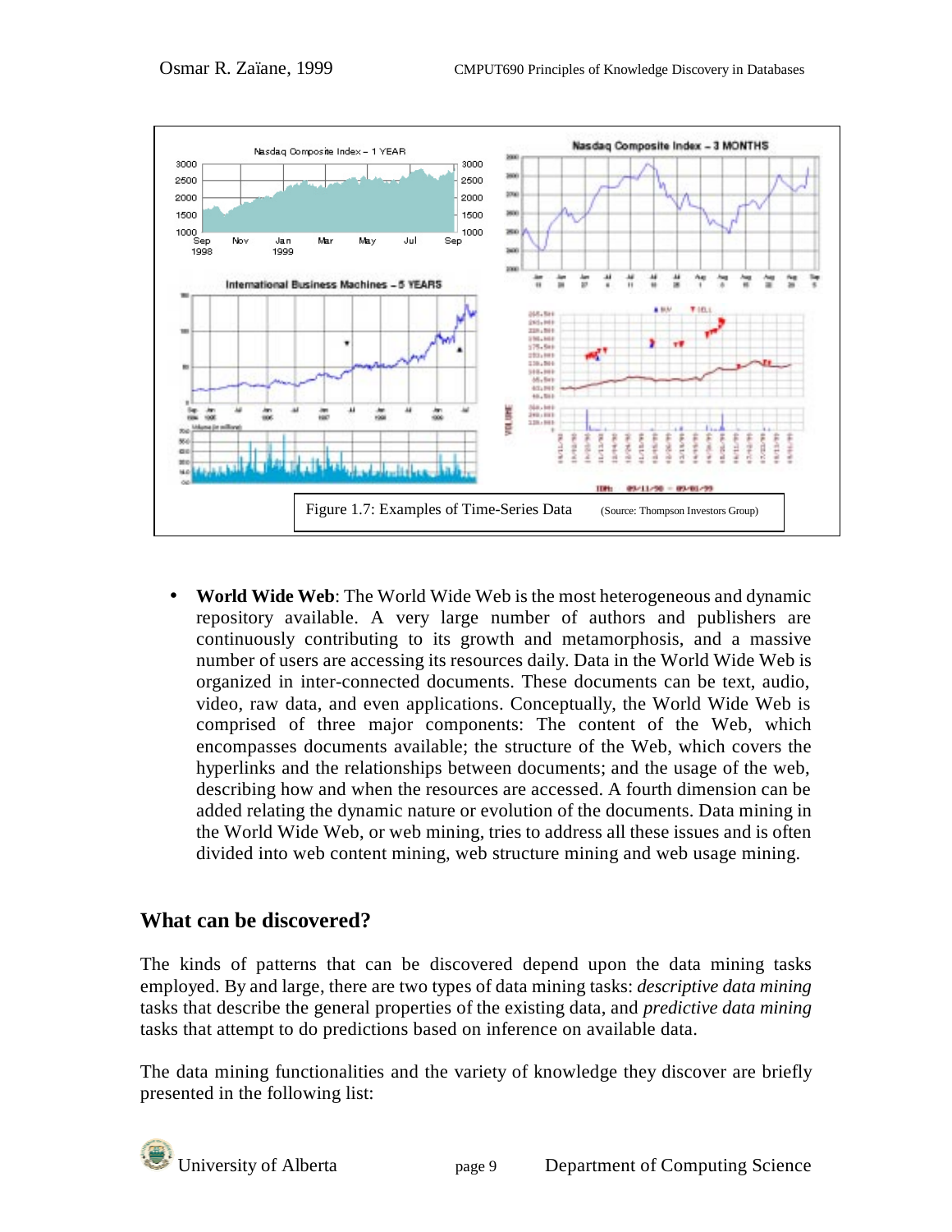Figure 1.7: Examples of Time-Series Data (Source: Thompson Investors Group)

- **World Wide Web**: The World Wide Web is the most heterogeneous and dynamic repository available. A very large number of authors and publishers are continuously contributing to its growth and metamorphosis, and a massive number of users are accessing its resources daily. Data in the World Wide Web is organized in inter-connected documents. These documents can be text, audio, video, raw data, and even applications. Conceptually, the World Wide Web is comprised of three major components: The content of the Web, which encompasses documents available; the structure of the Web, which covers the hyperlinks and the relationships between documents; and the usage of the web, describing how and when the resources are accessed. A fourth dimension can be added relating the dynamic nature or evolution of the documents. Data mining in the World Wide Web, or web mining, tries to address all these issues and is often divided into web content mining, web structure mining and web usage mining.

## What can be discovered?

The kinds of patterns that can be discovered depend upon the data mining tasks employed. By and large, there are two types of data mining tasks: *descriptive data mining* tasks that describe the general properties of the existing data, and *predictive data mining* tasks that attempt to do predictions based on inference on available data.

The data mining functionalities and the variety of knowledge they discover are briefly presented in the following list: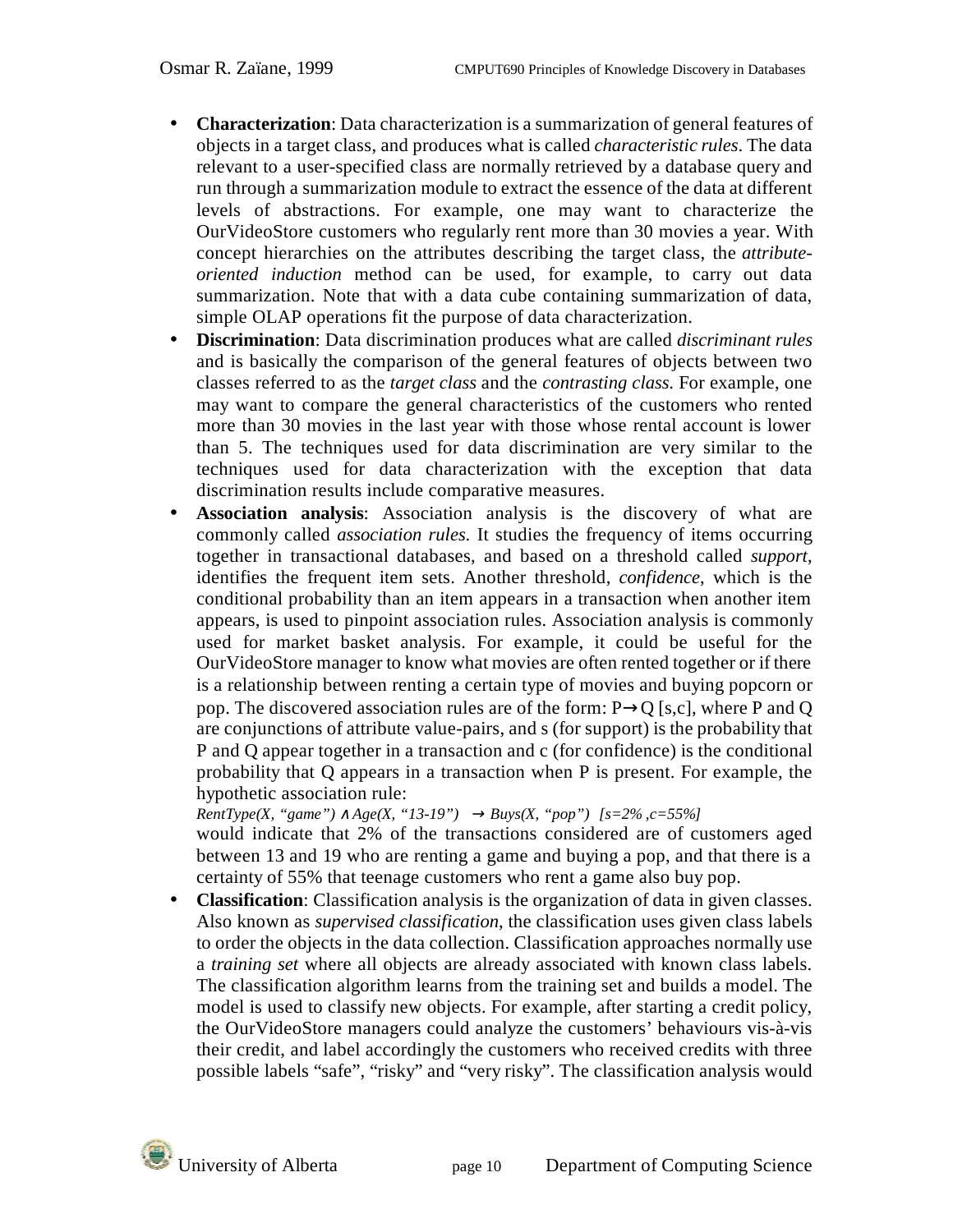- **Characterization**: Data characterization is a summarization of general features of objects in a target class, and produces what is called *characteristic rules*. The data relevant to a user-specified class are normally retrieved by a database query and run through a summarization module to extract the essence of the data at different levels of abstractions. For example, one may want to characterize the OurVideoStore customers who regularly rent more than 30 movies a year. With concept hierarchies on the attributes describing the target class, the *attribute-oriented induction* method can be used, for example, to carry out data summarization. Note that with a data cube containing summarization of data, simple OLAP operations fit the purpose of data characterization.
- **Discrimination**: Data discrimination produces what are called *discriminant rules* and is basically the comparison of the general features of objects between two classes referred to as the *target class* and the *contrasting class*. For example, one may want to compare the general characteristics of the customers who rented more than 30 movies in the last year with those whose rental account is lower than 5. The techniques used for data discrimination are very similar to the techniques used for data characterization with the exception that data discrimination results include comparative measures.
- **Association analysis**: Association analysis is the discovery of what are commonly called *association rules*. It studies the frequency of items occurring together in transactional databases, and based on a threshold called *support*, identifies the frequent item sets. Another threshold, *confidence*, which is the conditional probability than an item appears in a transaction when another item appears, is used to pinpoint association rules. Association analysis is commonly used for market basket analysis. For example, it could be useful for the OurVideoStore manager to know what movies are often rented together or if there is a relationship between renting a certain type of movies and buying popcorn or pop. The discovered association rules are of the form: P→Q [s,c], where P and Q are conjunctions of attribute value-pairs, and s (for support) is the probability that P and Q appear together in a transaction and c (for confidence) is the conditional probability that Q appears in a transaction when P is present. For example, the hypothetic association rule:

  *RentType(X, "game") ∧ Age(X, "13-19") → Buys(X, "pop") [s=2% ,c=55%]*

  would indicate that 2% of the transactions considered are of customers aged between 13 and 19 who are renting a game and buying a pop, and that there is a certainty of 55% that teenage customers who rent a game also buy pop.
- **Classification**: Classification analysis is the organization of data in given classes. Also known as *supervised classification*, the classification uses given class labels to order the objects in the data collection. Classification approaches normally use a *training set* where all objects are already associated with known class labels. The classification algorithm learns from the training set and builds a model. The model is used to classify new objects. For example, after starting a credit policy, the OurVideoStore managers could analyze the customers' behaviours vis-à-vis their credit, and label accordingly the customers who received credits with three possible labels "safe", "risky" and "very risky". The classification analysis would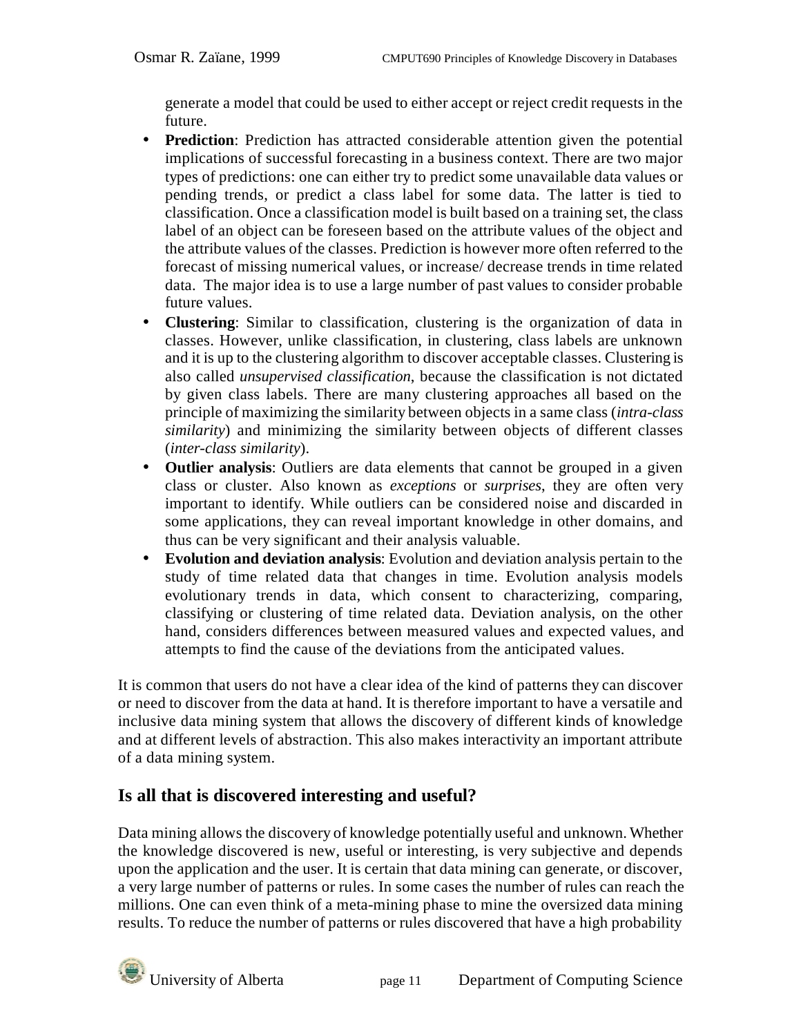generate a model that could be used to either accept or reject credit requests in the future.

- **Prediction**: Prediction has attracted considerable attention given the potential implications of successful forecasting in a business context. There are two major types of predictions: one can either try to predict some unavailable data values or pending trends, or predict a class label for some data. The latter is tied to classification. Once a classification model is built based on a training set, the class label of an object can be foreseen based on the attribute values of the object and the attribute values of the classes. Prediction is however more often referred to the forecast of missing numerical values, or increase/ decrease trends in time related data. The major idea is to use a large number of past values to consider probable future values.
- **Clustering**: Similar to classification, clustering is the organization of data in classes. However, unlike classification, in clustering, class labels are unknown and it is up to the clustering algorithm to discover acceptable classes. Clustering is also called *unsupervised classification*, because the classification is not dictated by given class labels. There are many clustering approaches all based on the principle of maximizing the similarity between objects in a same class (*intra-class similarity*) and minimizing the similarity between objects of different classes (*inter-class similarity*).
- **Outlier analysis**: Outliers are data elements that cannot be grouped in a given class or cluster. Also known as *exceptions* or *surprises*, they are often very important to identify. While outliers can be considered noise and discarded in some applications, they can reveal important knowledge in other domains, and thus can be very significant and their analysis valuable.
- **Evolution and deviation analysis**: Evolution and deviation analysis pertain to the study of time related data that changes in time. Evolution analysis models evolutionary trends in data, which consent to characterizing, comparing, classifying or clustering of time related data. Deviation analysis, on the other hand, considers differences between measured values and expected values, and attempts to find the cause of the deviations from the anticipated values.

It is common that users do not have a clear idea of the kind of patterns they can discover or need to discover from the data at hand. It is therefore important to have a versatile and inclusive data mining system that allows the discovery of different kinds of knowledge and at different levels of abstraction. This also makes interactivity an important attribute of a data mining system.

## Is all that is discovered interesting and useful?

Data mining allows the discovery of knowledge potentially useful and unknown. Whether the knowledge discovered is new, useful or interesting, is very subjective and depends upon the application and the user. It is certain that data mining can generate, or discover, a very large number of patterns or rules. In some cases the number of rules can reach the millions. One can even think of a meta-mining phase to mine the oversized data mining results. To reduce the number of patterns or rules discovered that have a high probability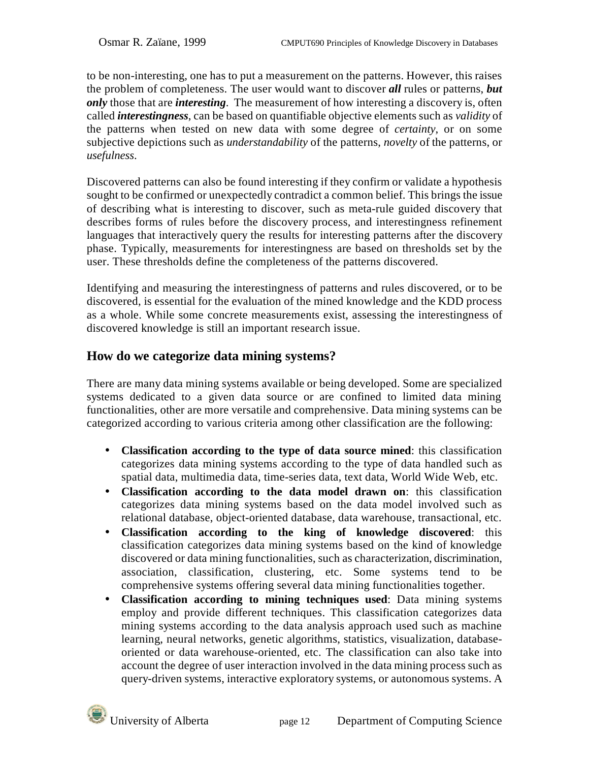to be non-interesting, one has to put a measurement on the patterns. However, this raises the problem of completeness. The user would want to discover ***all*** rules or patterns, ***but only*** those that are ***interesting***. The measurement of how interesting a discovery is, often called ***interestingness***, can be based on quantifiable objective elements such as *validity* of the patterns when tested on new data with some degree of *certainty*, or on some subjective depictions such as *understandability* of the patterns, *novelty* of the patterns, or *usefulness*.

Discovered patterns can also be found interesting if they confirm or validate a hypothesis sought to be confirmed or unexpectedly contradict a common belief. This brings the issue of describing what is interesting to discover, such as meta-rule guided discovery that describes forms of rules before the discovery process, and interestingness refinement languages that interactively query the results for interesting patterns after the discovery phase. Typically, measurements for interestingness are based on thresholds set by the user. These thresholds define the completeness of the patterns discovered.

Identifying and measuring the interestingness of patterns and rules discovered, or to be discovered, is essential for the evaluation of the mined knowledge and the KDD process as a whole. While some concrete measurements exist, assessing the interestingness of discovered knowledge is still an important research issue.

## How do we categorize data mining systems?

There are many data mining systems available or being developed. Some are specialized systems dedicated to a given data source or are confined to limited data mining functionalities, other are more versatile and comprehensive. Data mining systems can be categorized according to various criteria among other classification are the following:

- **Classification according to the type of data source mined**: this classification categorizes data mining systems according to the type of data handled such as spatial data, multimedia data, time-series data, text data, World Wide Web, etc.
- **Classification according to the data model drawn on**: this classification categorizes data mining systems based on the data model involved such as relational database, object-oriented database, data warehouse, transactional, etc.
- **Classification according to the king of knowledge discovered**: this classification categorizes data mining systems based on the kind of knowledge discovered or data mining functionalities, such as characterization, discrimination, association, classification, clustering, etc. Some systems tend to be comprehensive systems offering several data mining functionalities together.
- **Classification according to mining techniques used**: Data mining systems employ and provide different techniques. This classification categorizes data mining systems according to the data analysis approach used such as machine learning, neural networks, genetic algorithms, statistics, visualization, database-oriented or data warehouse-oriented, etc. The classification can also take into account the degree of user interaction involved in the data mining process such as query-driven systems, interactive exploratory systems, or autonomous systems. A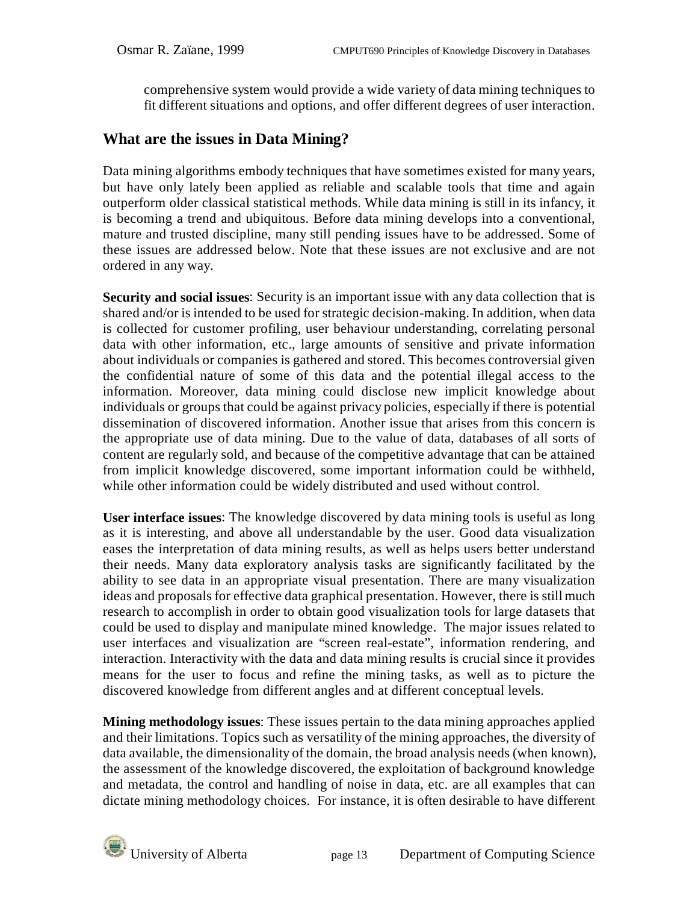comprehensive system would provide a wide variety of data mining techniques to fit different situations and options, and offer different degrees of user interaction.

## What are the issues in Data Mining?

Data mining algorithms embody techniques that have sometimes existed for many years, but have only lately been applied as reliable and scalable tools that time and again outperform older classical statistical methods. While data mining is still in its infancy, it is becoming a trend and ubiquitous. Before data mining develops into a conventional, mature and trusted discipline, many still pending issues have to be addressed. Some of these issues are addressed below. Note that these issues are not exclusive and are not ordered in any way.

**Security and social issues**: Security is an important issue with any data collection that is shared and/or is intended to be used for strategic decision-making. In addition, when data is collected for customer profiling, user behaviour understanding, correlating personal data with other information, etc., large amounts of sensitive and private information about individuals or companies is gathered and stored. This becomes controversial given the confidential nature of some of this data and the potential illegal access to the information. Moreover, data mining could disclose new implicit knowledge about individuals or groups that could be against privacy policies, especially if there is potential dissemination of discovered information. Another issue that arises from this concern is the appropriate use of data mining. Due to the value of data, databases of all sorts of content are regularly sold, and because of the competitive advantage that can be attained from implicit knowledge discovered, some important information could be withheld, while other information could be widely distributed and used without control.

**User interface issues**: The knowledge discovered by data mining tools is useful as long as it is interesting, and above all understandable by the user. Good data visualization eases the interpretation of data mining results, as well as helps users better understand their needs. Many data exploratory analysis tasks are significantly facilitated by the ability to see data in an appropriate visual presentation. There are many visualization ideas and proposals for effective data graphical presentation. However, there is still much research to accomplish in order to obtain good visualization tools for large datasets that could be used to display and manipulate mined knowledge. The major issues related to user interfaces and visualization are "screen real-estate", information rendering, and interaction. Interactivity with the data and data mining results is crucial since it provides means for the user to focus and refine the mining tasks, as well as to picture the discovered knowledge from different angles and at different conceptual levels.

**Mining methodology issues**: These issues pertain to the data mining approaches applied and their limitations. Topics such as versatility of the mining approaches, the diversity of data available, the dimensionality of the domain, the broad analysis needs (when known), the assessment of the knowledge discovered, the exploitation of background knowledge and metadata, the control and handling of noise in data, etc. are all examples that can dictate mining methodology choices. For instance, it is often desirable to have different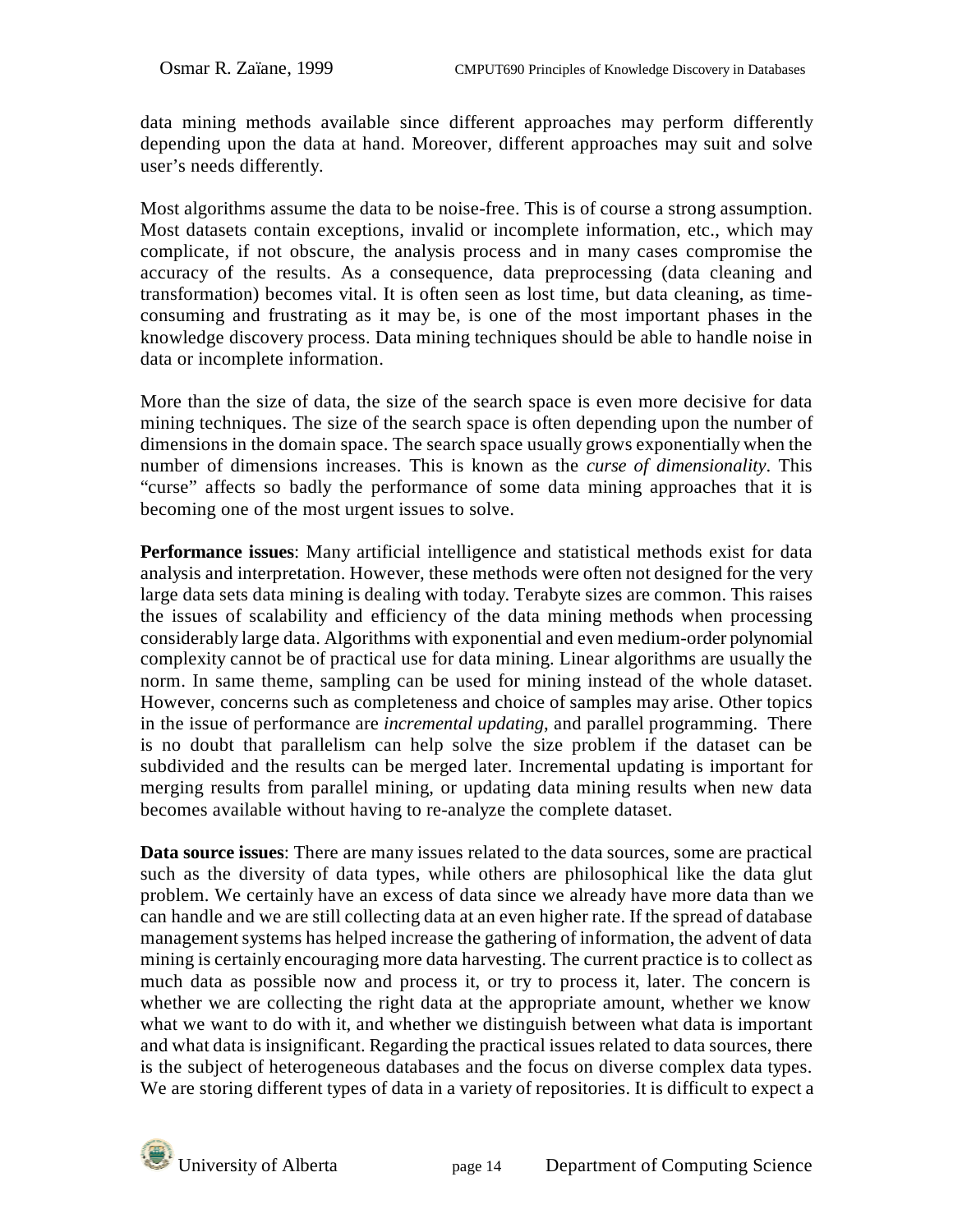data mining methods available since different approaches may perform differently depending upon the data at hand. Moreover, different approaches may suit and solve user's needs differently.

Most algorithms assume the data to be noise-free. This is of course a strong assumption. Most datasets contain exceptions, invalid or incomplete information, etc., which may complicate, if not obscure, the analysis process and in many cases compromise the accuracy of the results. As a consequence, data preprocessing (data cleaning and transformation) becomes vital. It is often seen as lost time, but data cleaning, as time-consuming and frustrating as it may be, is one of the most important phases in the knowledge discovery process. Data mining techniques should be able to handle noise in data or incomplete information.

More than the size of data, the size of the search space is even more decisive for data mining techniques. The size of the search space is often depending upon the number of dimensions in the domain space. The search space usually grows exponentially when the number of dimensions increases. This is known as the *curse of dimensionality*. This "curse" affects so badly the performance of some data mining approaches that it is becoming one of the most urgent issues to solve.

**Performance issues**: Many artificial intelligence and statistical methods exist for data analysis and interpretation. However, these methods were often not designed for the very large data sets data mining is dealing with today. Terabyte sizes are common. This raises the issues of scalability and efficiency of the data mining methods when processing considerably large data. Algorithms with exponential and even medium-order polynomial complexity cannot be of practical use for data mining. Linear algorithms are usually the norm. In same theme, sampling can be used for mining instead of the whole dataset. However, concerns such as completeness and choice of samples may arise. Other topics in the issue of performance are *incremental updating*, and parallel programming. There is no doubt that parallelism can help solve the size problem if the dataset can be subdivided and the results can be merged later. Incremental updating is important for merging results from parallel mining, or updating data mining results when new data becomes available without having to re-analyze the complete dataset.

**Data source issues**: There are many issues related to the data sources, some are practical such as the diversity of data types, while others are philosophical like the data glut problem. We certainly have an excess of data since we already have more data than we can handle and we are still collecting data at an even higher rate. If the spread of database management systems has helped increase the gathering of information, the advent of data mining is certainly encouraging more data harvesting. The current practice is to collect as much data as possible now and process it, or try to process it, later. The concern is whether we are collecting the right data at the appropriate amount, whether we know what we want to do with it, and whether we distinguish between what data is important and what data is insignificant. Regarding the practical issues related to data sources, there is the subject of heterogeneous databases and the focus on diverse complex data types. We are storing different types of data in a variety of repositories. It is difficult to expect a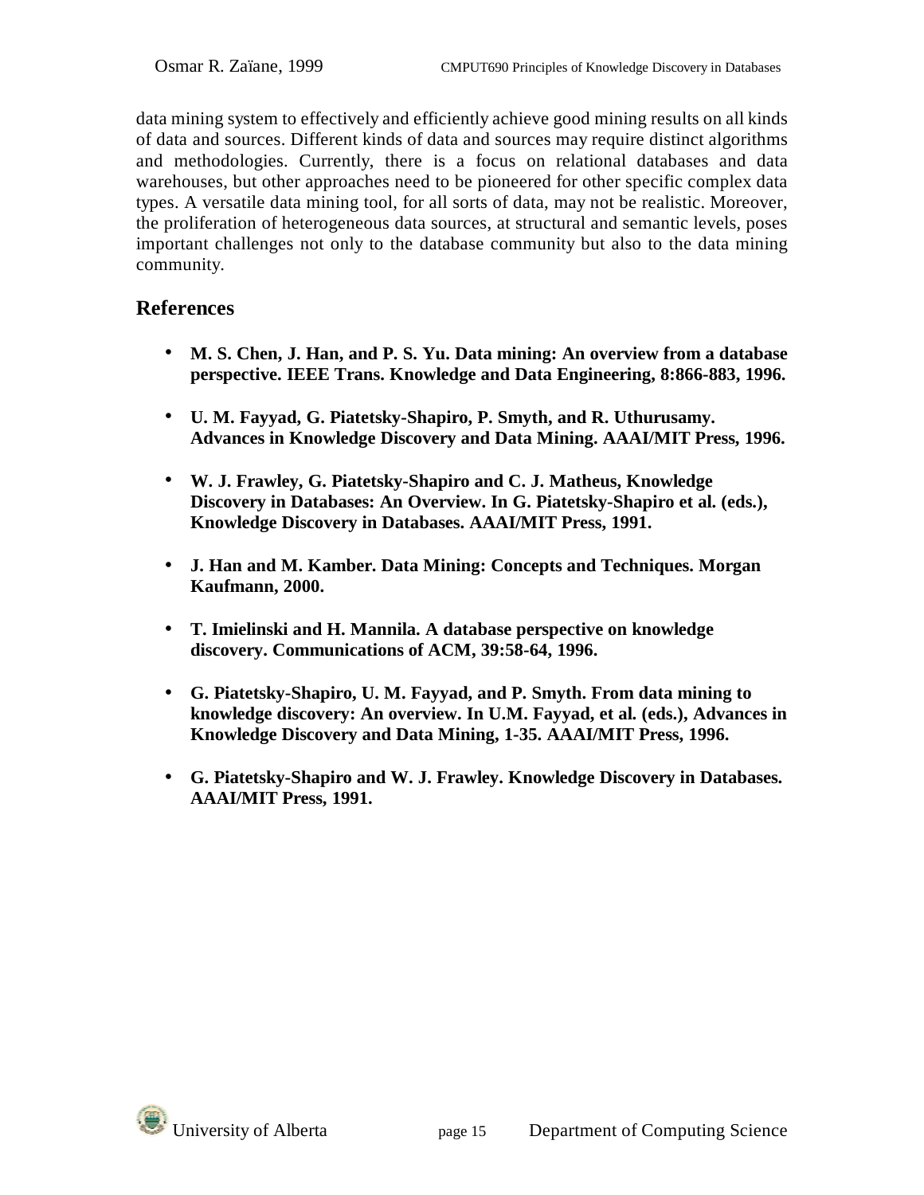data mining system to effectively and efficiently achieve good mining results on all kinds of data and sources. Different kinds of data and sources may require distinct algorithms and methodologies. Currently, there is a focus on relational databases and data warehouses, but other approaches need to be pioneered for other specific complex data types. A versatile data mining tool, for all sorts of data, may not be realistic. Moreover, the proliferation of heterogeneous data sources, at structural and semantic levels, poses important challenges not only to the database community but also to the data mining community.

## References

- **M. S. Chen, J. Han, and P. S. Yu. Data mining: An overview from a database perspective. IEEE Trans. Knowledge and Data Engineering, 8:866-883, 1996.**

- **U. M. Fayyad, G. Piatetsky-Shapiro, P. Smyth, and R. Uthurusamy. Advances in Knowledge Discovery and Data Mining. AAAI/MIT Press, 1996.**

- **W. J. Frawley, G. Piatetsky-Shapiro and C. J. Matheus, Knowledge Discovery in Databases: An Overview. In G. Piatetsky-Shapiro et al. (eds.), Knowledge Discovery in Databases. AAAI/MIT Press, 1991.**

- **J. Han and M. Kamber. Data Mining: Concepts and Techniques. Morgan Kaufmann, 2000.**

- **T. Imielinski and H. Mannila. A database perspective on knowledge discovery. Communications of ACM, 39:58-64, 1996.**

- **G. Piatetsky-Shapiro, U. M. Fayyad, and P. Smyth. From data mining to knowledge discovery: An overview. In U.M. Fayyad, et al. (eds.), Advances in Knowledge Discovery and Data Mining, 1-35. AAAI/MIT Press, 1996.**

- **G. Piatetsky-Shapiro and W. J. Frawley. Knowledge Discovery in Databases. AAAI/MIT Press, 1991.**